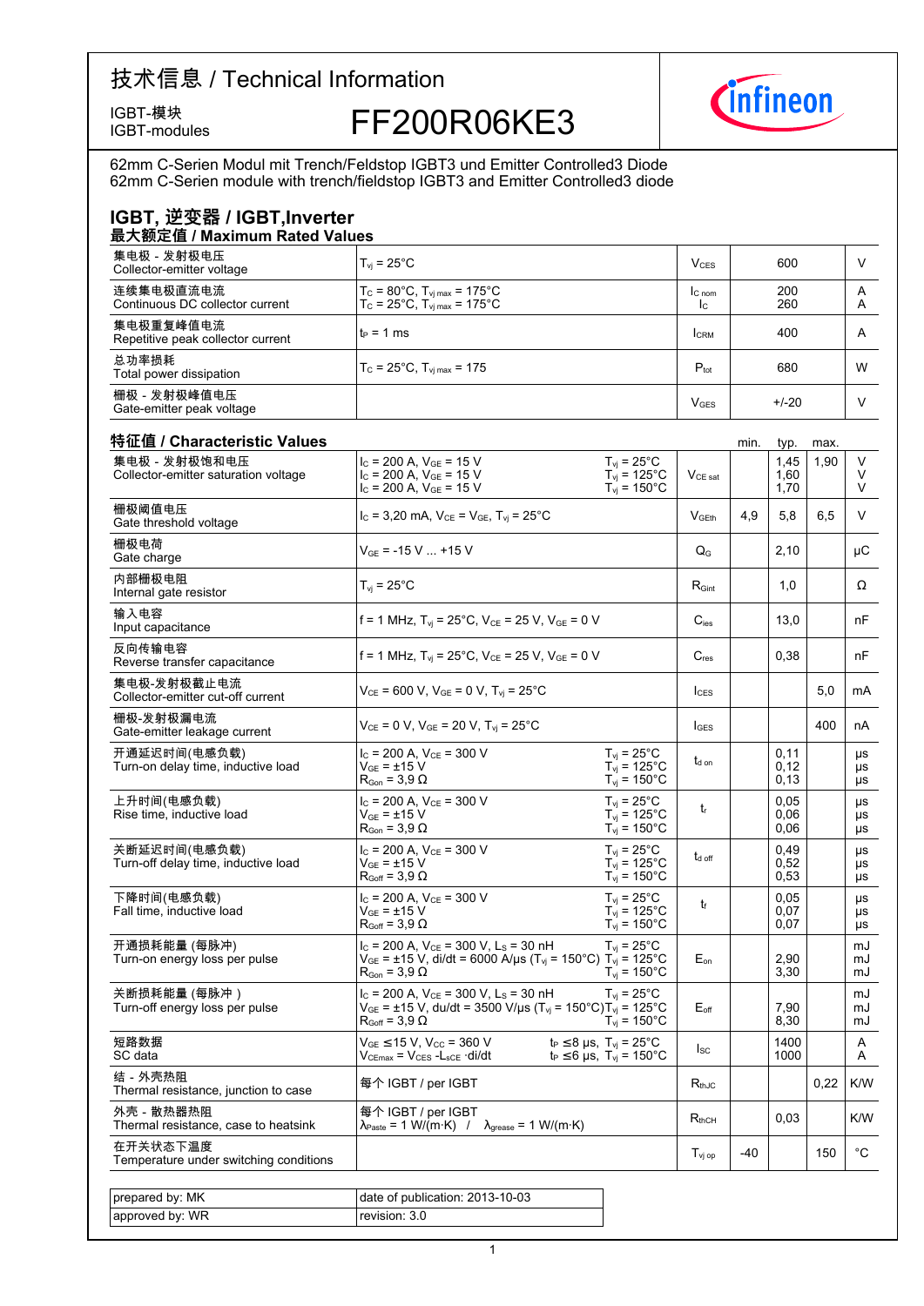# 技术信息 / Technical Information

IGBT-模块
IGBT-modules

## FF200R06KE3

62mm C-Serien Modul mit Trench/Feldstop IGBT3 und Emitter Controlled3 Diode
62mm C-Serien module with trench/fieldstop IGBT3 and Emitter Controlled3 diode

## IGBT, 逆变器 / IGBT,Inverter

### 最大额定值 / Maximum Rated Values

| | | | | |
|---|---|---|---|---|
| 集电极 - 发射极电压<br>Collector-emitter voltage | $T_{vj}$ = 25°C | $V_{CES}$ | 600 | V |
| 连续集电极直流电流<br>Continuous DC collector current | $T_C$ = 80°C, $T_{vj\,max}$ = 175°C<br>$T_C$ = 25°C, $T_{vj\,max}$ = 175°C | $I_{C\,nom}$<br>$I_C$ | 200<br>260 | A<br>A |
| 集电极重复峰值电流<br>Repetitive peak collector current | $t_P$ = 1 ms | $I_{CRM}$ | 400 | A |
| 总功率损耗<br>Total power dissipation | $T_C$ = 25°C, $T_{vj\,max}$ = 175 | $P_{tot}$ | 680 | W |
| 栅极 - 发射极峰值电压<br>Gate-emitter peak voltage | | $V_{GES}$ | +/-20 | V |

### 特征值 / Characteristic Values

| | | | | min. | typ. | max. | |
|---|---|---|---|---|---|---|---|
| 集电极 - 发射极饱和电压<br>Collector-emitter saturation voltage | $I_C$ = 200 A, $V_{GE}$ = 15 V<br>$I_C$ = 200 A, $V_{GE}$ = 15 V<br>$I_C$ = 200 A, $V_{GE}$ = 15 V | $T_{vj}$ = 25°C<br>$T_{vj}$ = 125°C<br>$T_{vj}$ = 150°C | $V_{CE\,sat}$ | | 1,45<br>1,60<br>1,70 | 1,90 | V<br>V<br>V |
| 栅极阈值电压<br>Gate threshold voltage | $I_C$ = 3,20 mA, $V_{CE}$ = $V_{GE}$, $T_{vj}$ = 25°C | | $V_{GEth}$ | 4,9 | 5,8 | 6,5 | V |
| 栅极电荷<br>Gate charge | $V_{GE}$ = -15 V ... +15 V | | $Q_G$ | | 2,10 | | µC |
| 内部栅极电阻<br>Internal gate resistor | $T_{vj}$ = 25°C | | $R_{Gint}$ | | 1,0 | | Ω |
| 输入电容<br>Input capacitance | f = 1 MHz, $T_{vj}$ = 25°C, $V_{CE}$ = 25 V, $V_{GE}$ = 0 V | | $C_{ies}$ | | 13,0 | | nF |
| 反向传输电容<br>Reverse transfer capacitance | f = 1 MHz, $T_{vj}$ = 25°C, $V_{CE}$ = 25 V, $V_{GE}$ = 0 V | | $C_{res}$ | | 0,38 | | nF |
| 集电极-发射极截止电流<br>Collector-emitter cut-off current | $V_{CE}$ = 600 V, $V_{GE}$ = 0 V, $T_{vj}$ = 25°C | | $I_{CES}$ | | | 5,0 | mA |
| 栅极-发射极漏电流<br>Gate-emitter leakage current | $V_{CE}$ = 0 V, $V_{GE}$ = 20 V, $T_{vj}$ = 25°C | | $I_{GES}$ | | | 400 | nA |
| 开通延迟时间(电感负载)<br>Turn-on delay time, inductive load | $I_C$ = 200 A, $V_{CE}$ = 300 V<br>$V_{GE}$ = ±15 V<br>$R_{Gon}$ = 3,9 Ω | $T_{vj}$ = 25°C<br>$T_{vj}$ = 125°C<br>$T_{vj}$ = 150°C | $t_{d\,on}$ | | 0,11<br>0,12<br>0,13 | | µs<br>µs<br>µs |
| 上升时间(电感负载)<br>Rise time, inductive load | $I_C$ = 200 A, $V_{CE}$ = 300 V<br>$V_{GE}$ = ±15 V<br>$R_{Gon}$ = 3,9 Ω | $T_{vj}$ = 25°C<br>$T_{vj}$ = 125°C<br>$T_{vj}$ = 150°C | $t_r$ | | 0,05<br>0,06<br>0,06 | | µs<br>µs<br>µs |
| 关断延迟时间(电感负载)<br>Turn-off delay time, inductive load | $I_C$ = 200 A, $V_{CE}$ = 300 V<br>$V_{GE}$ = ±15 V<br>$R_{Goff}$ = 3,9 Ω | $T_{vj}$ = 25°C<br>$T_{vj}$ = 125°C<br>$T_{vj}$ = 150°C | $t_{d\,off}$ | | 0,49<br>0,52<br>0,53 | | µs<br>µs<br>µs |
| 下降时间(电感负载)<br>Fall time, inductive load | $I_C$ = 200 A, $V_{CE}$ = 300 V<br>$V_{GE}$ = ±15 V<br>$R_{Goff}$ = 3,9 Ω | $T_{vj}$ = 25°C<br>$T_{vj}$ = 125°C<br>$T_{vj}$ = 150°C | $t_f$ | | 0,05<br>0,07<br>0,07 | | µs<br>µs<br>µs |
| 开通损耗能量 (每脉冲)<br>Turn-on energy loss per pulse | $I_C$ = 200 A, $V_{CE}$ = 300 V, $L_S$ = 30 nH<br>$V_{GE}$ = ±15 V, di/dt = 6000 A/µs ($T_{vj}$ = 150°C)<br>$R_{Gon}$ = 3,9 Ω | $T_{vj}$ = 25°C<br>$T_{vj}$ = 125°C<br>$T_{vj}$ = 150°C | $E_{on}$ | | <br>2,90<br>3,30 | | mJ<br>mJ<br>mJ |
| 关断损耗能量 (每脉冲 )<br>Turn-off energy loss per pulse | $I_C$ = 200 A, $V_{CE}$ = 300 V, $L_S$ = 30 nH<br>$V_{GE}$ = ±15 V, du/dt = 3500 V/µs ($T_{vj}$ = 150°C)<br>$R_{Goff}$ = 3,9 Ω | $T_{vj}$ = 25°C<br>$T_{vj}$ = 125°C<br>$T_{vj}$ = 150°C | $E_{off}$ | | <br>7,90<br>8,30 | | mJ<br>mJ<br>mJ |
| 短路数据<br>SC data | $V_{GE}$ ≤15 V, $V_{CC}$ = 360 V<br>$V_{CEmax}$ = $V_{CES}$ -$L_{sCE}$ ·di/dt | $t_P$ ≤8 µs, $T_{vj}$ = 25°C<br>$t_P$ ≤6 µs, $T_{vj}$ = 150°C | $I_{SC}$ | | 1400<br>1000 | | A<br>A |
| 结 - 外壳热阻<br>Thermal resistance, junction to case | 每个 IGBT / per IGBT | | $R_{thJC}$ | | | 0,22 | K/W |
| 外壳 - 散热器热阻<br>Thermal resistance, case to heatsink | 每个 IGBT / per IGBT<br>$\lambda_{Paste}$ = 1 W/(m·K) / $\lambda_{grease}$ = 1 W/(m·K) | | $R_{thCH}$ | | 0,03 | | K/W |
| 在开关状态下温度<br>Temperature under switching conditions | | | $T_{vj\,op}$ | -40 | | 150 | °C |

| | |
|---|---|
| prepared by: MK | date of publication: 2013-10-03 |
| approved by: WR | revision: 3.0 |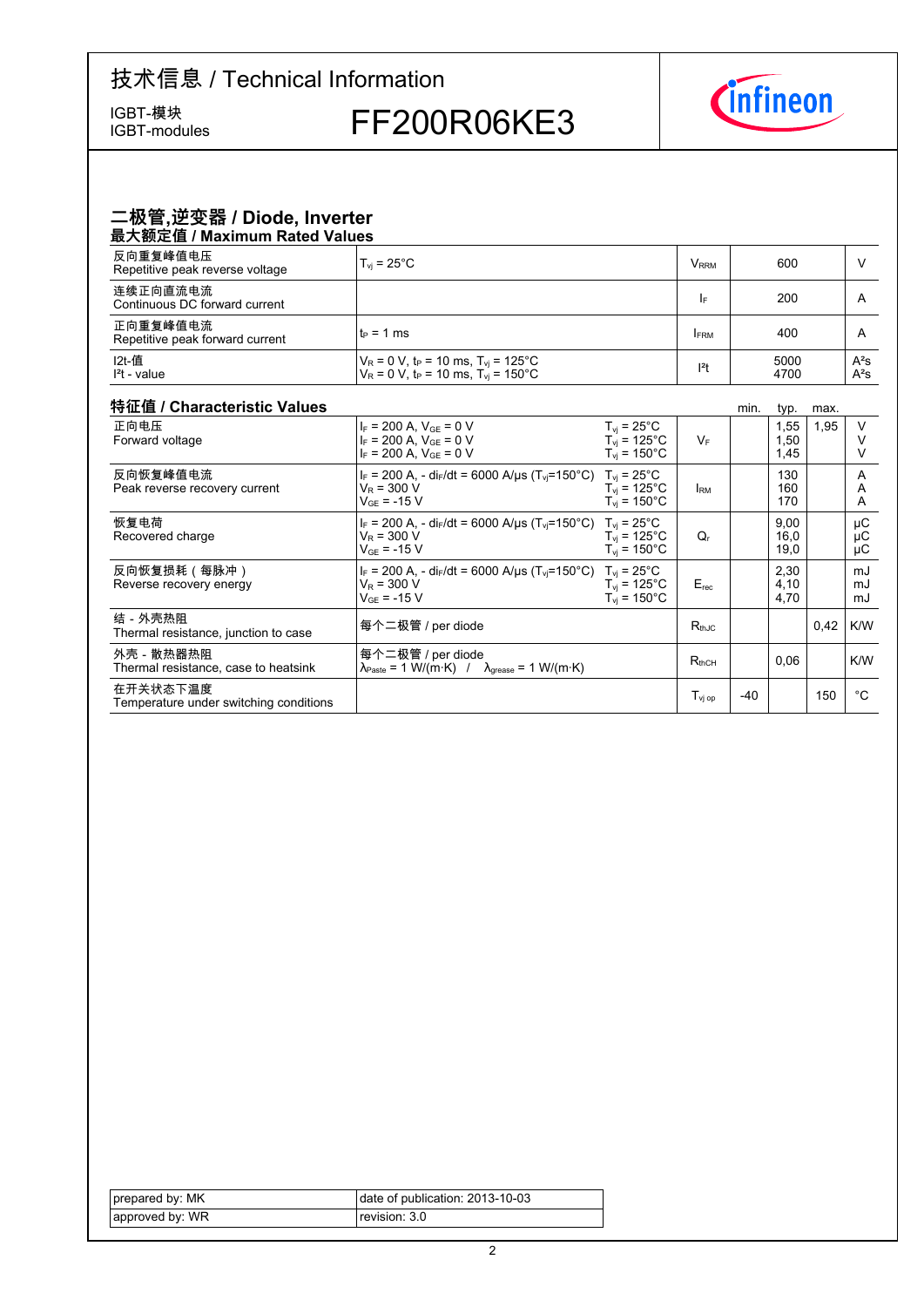# 技术信息 / Technical Information

IGBT-模块
IGBT-modules

**FF200R06KE3**

## 二极管,逆变器 / Diode, Inverter

### 最大额定值 / Maximum Rated Values

| | | | | |
|---|---|---|---|---|
| 反向重复峰值电压<br>Repetitive peak reverse voltage | $T_{vj} = 25°C$ | $V_{RRM}$ | 600 | V |
| 连续正向直流电流<br>Continuous DC forward current | | $I_F$ | 200 | A |
| 正向重复峰值电流<br>Repetitive peak forward current | $t_P = 1$ ms | $I_{FRM}$ | 400 | A |
| I2t-值<br>$I^2t$ - value | $V_R = 0$ V, $t_P = 10$ ms, $T_{vj} = 125°C$<br>$V_R = 0$ V, $t_P = 10$ ms, $T_{vj} = 150°C$ | $I^2t$ | 5000<br>4700 | $A^2s$<br>$A^2s$ |

### 特征值 / Characteristic Values

| | | | | min. | typ. | max. | |
|---|---|---|---|---|---|---|---|
| 正向电压<br>Forward voltage | $I_F = 200$ A, $V_{GE} = 0$ V<br>$I_F = 200$ A, $V_{GE} = 0$ V<br>$I_F = 200$ A, $V_{GE} = 0$ V | $T_{vj} = 25°C$<br>$T_{vj} = 125°C$<br>$T_{vj} = 150°C$ | $V_F$ | | 1,55<br>1,50<br>1,45 | 1,95 | V<br>V<br>V |
| 反向恢复峰值电流<br>Peak reverse recovery current | $I_F = 200$ A, $- di_F/dt = 6000$ A/µs ($T_{vj}$=150°C)<br>$V_R = 300$ V<br>$V_{GE} = -15$ V | $T_{vj} = 25°C$<br>$T_{vj} = 125°C$<br>$T_{vj} = 150°C$ | $I_{RM}$ | | 130<br>160<br>170 | | A<br>A<br>A |
| 恢复电荷<br>Recovered charge | $I_F = 200$ A, $- di_F/dt = 6000$ A/µs ($T_{vj}$=150°C)<br>$V_R = 300$ V<br>$V_{GE} = -15$ V | $T_{vj} = 25°C$<br>$T_{vj} = 125°C$<br>$T_{vj} = 150°C$ | $Q_r$ | | 9,00<br>16,0<br>19,0 | | µC<br>µC<br>µC |
| 反向恢复损耗（每脉冲）<br>Reverse recovery energy | $I_F = 200$ A, $- di_F/dt = 6000$ A/µs ($T_{vj}$=150°C)<br>$V_R = 300$ V<br>$V_{GE} = -15$ V | $T_{vj} = 25°C$<br>$T_{vj} = 125°C$<br>$T_{vj} = 150°C$ | $E_{rec}$ | | 2,30<br>4,10<br>4,70 | | mJ<br>mJ<br>mJ |
| 结 - 外壳热阻<br>Thermal resistance, junction to case | 每个二极管 / per diode | | $R_{thJC}$ | | | 0,42 | K/W |
| 外壳 - 散热器热阻<br>Thermal resistance, case to heatsink | 每个二极管 / per diode<br>$\lambda_{Paste} = 1$ W/(m·K) / $\lambda_{grease} = 1$ W/(m·K) | | $R_{thCH}$ | | 0,06 | | K/W |
| 在开关状态下温度<br>Temperature under switching conditions | | | $T_{vj\ op}$ | -40 | | 150 | °C |

| | |
|---|---|
| prepared by: MK | date of publication: 2013-10-03 |
| approved by: WR | revision: 3.0 |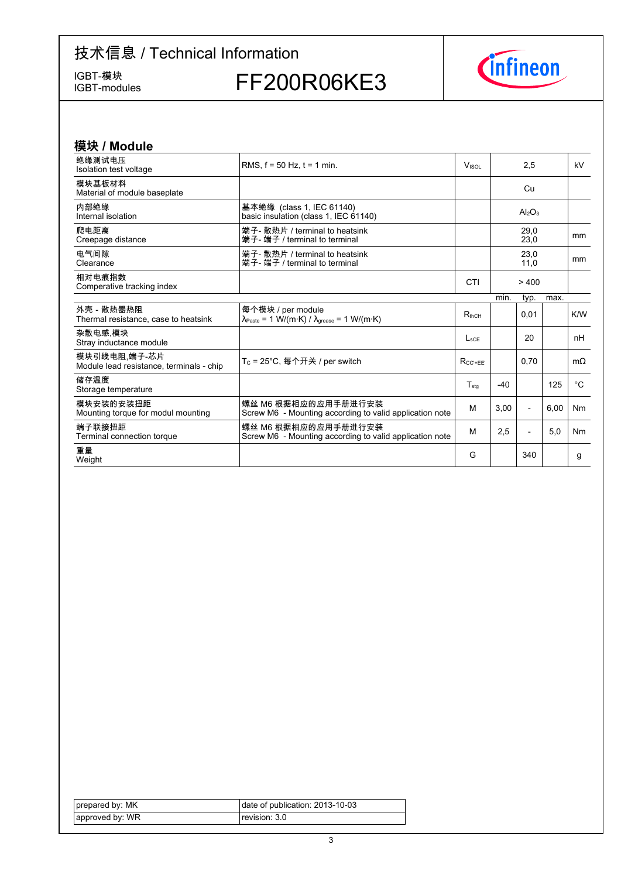技术信息 / Technical Information

IGBT-模块
IGBT-modules

# FF200R06KE3

## 模块 / Module

| | | | | | | |
|---|---|---|---|---|---|---|
| 绝缘测试电压<br>Isolation test voltage | RMS, f = 50 Hz, t = 1 min. | $V_{ISOL}$ | | 2,5 | | kV |
| 模块基板材料<br>Material of module baseplate | | | | Cu | | |
| 内部绝缘<br>Internal isolation | 基本绝缘 (class 1, IEC 61140)<br>basic insulation (class 1, IEC 61140) | | | $Al_2O_3$ | | |
| 爬电距离<br>Creepage distance | 端子- 散热片 / terminal to heatsink<br>端子- 端子 / terminal to terminal | | | 29,0<br>23,0 | | mm |
| 电气间隙<br>Clearance | 端子- 散热片 / terminal to heatsink<br>端子- 端子 / terminal to terminal | | | 23,0<br>11,0 | | mm |
| 相对电痕指数<br>Comperative tracking index | | CTI | | > 400 | | |
| | | | min. | typ. | max. | |
| 外壳 - 散热器热阻<br>Thermal resistance, case to heatsink | 每个模块 / per module<br>$\lambda_{Paste}$ = 1 W/(m·K) / $\lambda_{grease}$ = 1 W/(m·K) | $R_{thCH}$ | | 0,01 | | K/W |
| 杂散电感,模块<br>Stray inductance module | | $L_{sCE}$ | | 20 | | nH |
| 模块引线电阻,端子-芯片<br>Module lead resistance, terminals - chip | $T_C$ = 25°C, 每个开关 / per switch | $R_{CC'+EE'}$ | | 0,70 | | mΩ |
| 储存温度<br>Storage temperature | | $T_{stg}$ | -40 | | 125 | °C |
| 模块安装的安装扭距<br>Mounting torque for modul mounting | 螺丝 M6 根据相应的应用手册进行安装<br>Screw M6 - Mounting according to valid application note | M | 3,00 | - | 6,00 | Nm |
| 端子联接扭距<br>Terminal connection torque | 螺丝 M6 根据相应的应用手册进行安装<br>Screw M6 - Mounting according to valid application note | M | 2,5 | - | 5,0 | Nm |
| 重量<br>Weight | | G | | 340 | | g |

| | |
|---|---|
| prepared by: MK | date of publication: 2013-10-03 |
| approved by: WR | revision: 3.0 |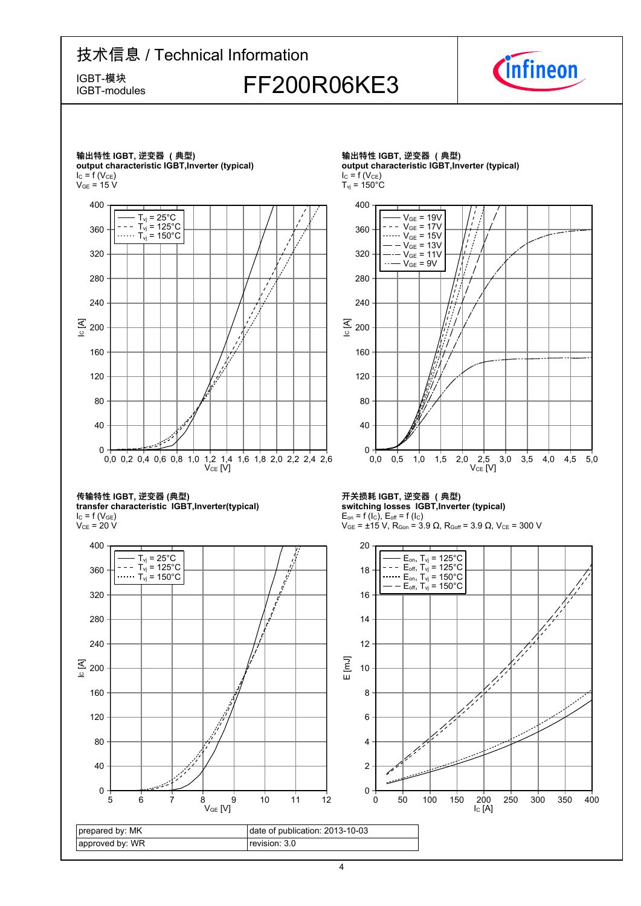技术信息 / Technical Information

IGBT-模块
IGBT-modules

# FF200R06KE3

**输出特性 IGBT, 逆变器 （典型）**
**output characteristic IGBT,Inverter (typical)**
$I_C = f(V_{CE})$
$V_{GE} = 15$ V

Legend: $T_{vj} = 25°C$, $T_{vj} = 125°C$, $T_{vj} = 150°C$
Axes: $I_C$ [A] (0–400); $V_{CE}$ [V] (0,0–2,6)

**输出特性 IGBT, 逆变器 （典型）**
**output characteristic IGBT,Inverter (typical)**
$I_C = f(V_{CE})$
$T_{vj} = 150°C$

Legend: $V_{GE} = 19V$, $V_{GE} = 17V$, $V_{GE} = 15V$, $V_{GE} = 13V$, $V_{GE} = 11V$, $V_{GE} = 9V$
Axes: $I_C$ [A] (0–400); $V_{CE}$ [V] (0,0–5,0)

**传输特性 IGBT, 逆变器 (典型)**
**transfer characteristic IGBT,Inverter(typical)**
$I_C = f(V_{GE})$
$V_{CE} = 20$ V

Legend: $T_{vj} = 25°C$, $T_{vj} = 125°C$, $T_{vj} = 150°C$
Axes: $I_C$ [A] (0–400); $V_{GE}$ [V] (5–12)

**开关损耗 IGBT, 逆变器 （典型）**
**switching losses IGBT,Inverter (typical)**
$E_{on} = f(I_C)$, $E_{off} = f(I_C)$
$V_{GE} = ±15$ V, $R_{Gon} = 3.9\ \Omega$, $R_{Goff} = 3.9\ \Omega$, $V_{CE} = 300$ V

Legend: $E_{on}$, $T_{vj} = 125°C$; $E_{off}$, $T_{vj} = 125°C$; $E_{on}$, $T_{vj} = 150°C$; $E_{off}$, $T_{vj} = 150°C$
Axes: E [mJ] (0–20); $I_C$ [A] (0–400)

| prepared by: MK | date of publication: 2013-10-03 |
|---|---|
| approved by: WR | revision: 3.0 |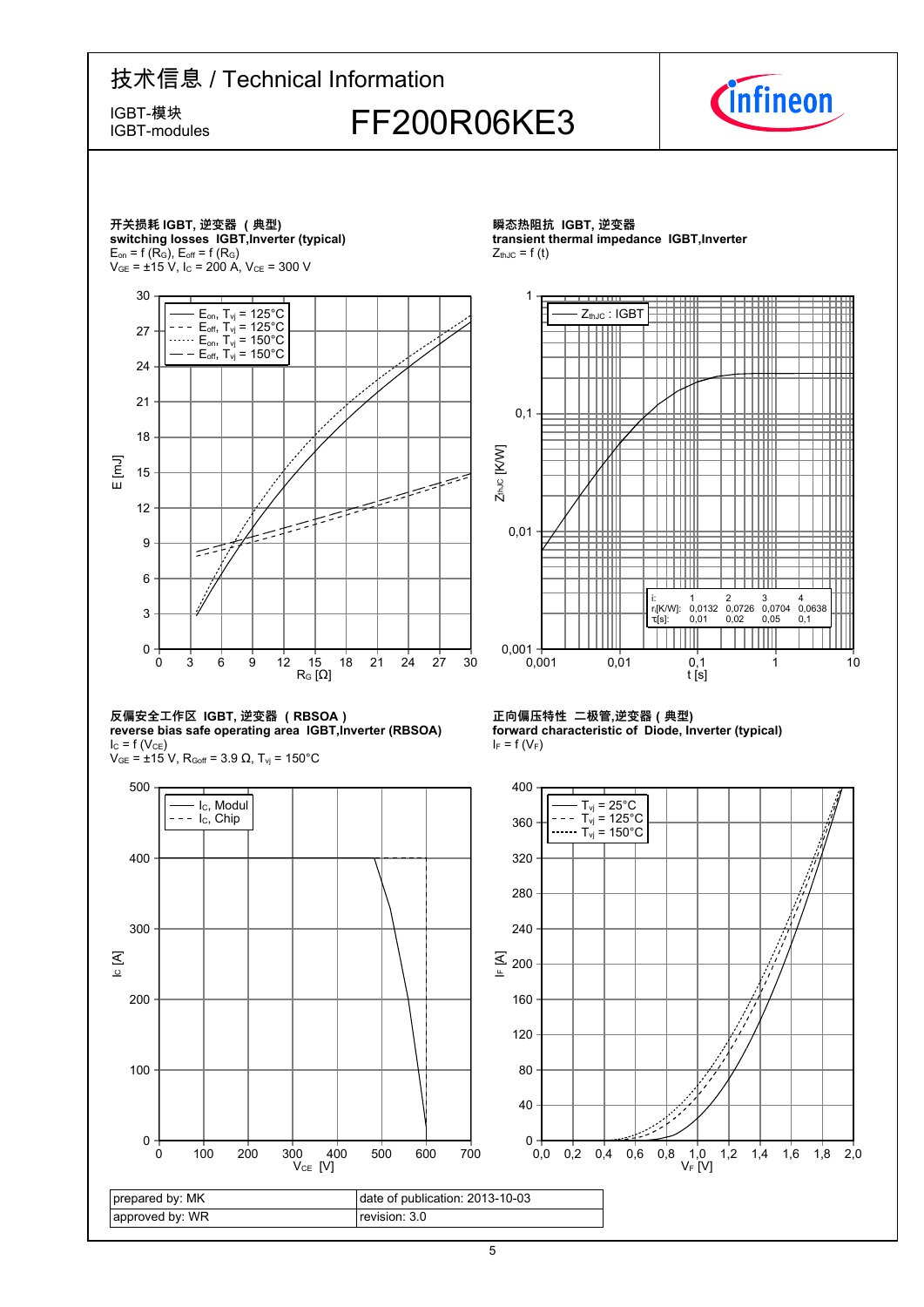# 技术信息 / Technical Information

IGBT-模块
IGBT-modules

## FF200R06KE3

### 开关损耗 IGBT, 逆变器 （典型）
**switching losses IGBT,Inverter (typical)**

$E_{on} = f(R_G)$, $E_{off} = f(R_G)$
$V_{GE} = \pm 15$ V, $I_C = 200$ A, $V_{CE} = 300$ V

### 瞬态热阻抗 IGBT, 逆变器
**transient thermal impedance IGBT,Inverter**

$Z_{thJC} = f(t)$

| i: | 1 | 2 | 3 | 4 |
|---|---|---|---|---|
| $r_i$[K/W]: | 0,0132 | 0,0726 | 0,0704 | 0,0638 |
| $\tau_i$[s]: | 0,01 | 0,02 | 0,05 | 0,1 |

### 反偏安全工作区 IGBT, 逆变器 （RBSOA）
**reverse bias safe operating area IGBT,Inverter (RBSOA)**

$I_C = f(V_{CE})$
$V_{GE} = \pm 15$ V, $R_{Goff} = 3.9$ Ω, $T_{vj} = 150$°C

### 正向偏压特性 二极管,逆变器 （典型）
**forward characteristic of Diode, Inverter (typical)**

$I_F = f(V_F)$

| prepared by: MK | date of publication: 2013-10-03 |
|---|---|
| approved by: WR | revision: 3.0 |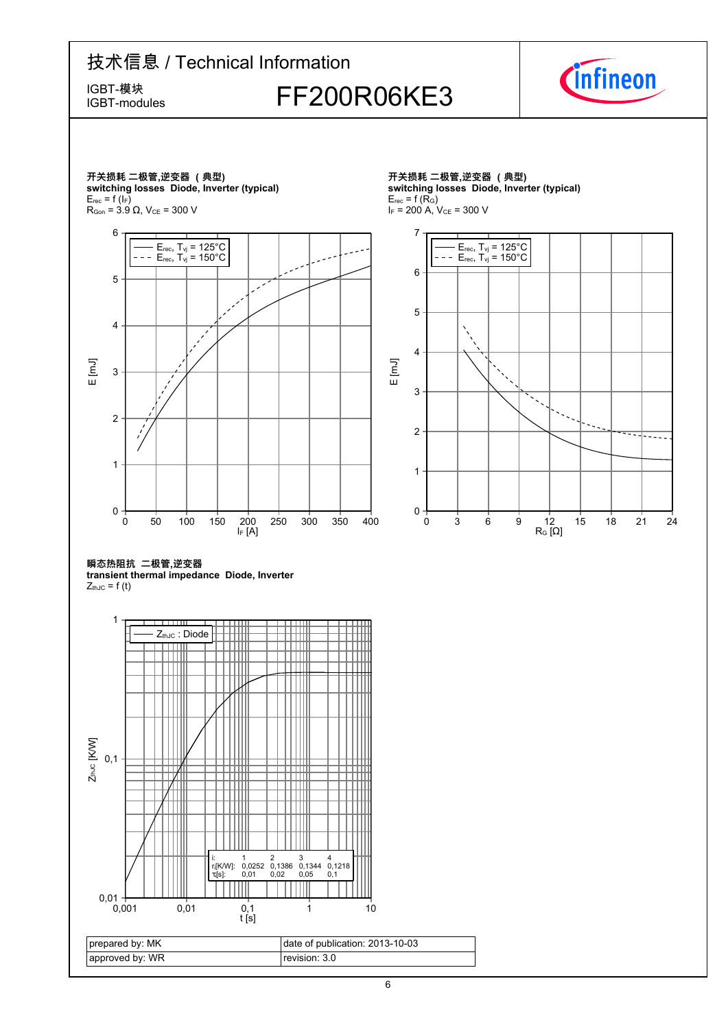# 技术信息 / Technical Information

IGBT-模块
IGBT-modules

## FF200R06KE3

**开关损耗 二极管,逆变器 (典型)**
**switching losses Diode, Inverter (typical)**
$E_{rec} = f(I_F)$
$R_{Gon} = 3.9\ \Omega$, $V_{CE} = 300$ V

**开关损耗 二极管,逆变器 (典型)**
**switching losses Diode, Inverter (typical)**
$E_{rec} = f(R_G)$
$I_F = 200$ A, $V_{CE} = 300$ V

**瞬态热阻抗 二极管,逆变器**
**transient thermal impedance Diode, Inverter**
$Z_{thJC} = f(t)$

| i: | 1 | 2 | 3 | 4 |
|---|---|---|---|---|
| $r_i$[K/W]: | 0,0252 | 0,1386 | 0,1344 | 0,1218 |
| $\tau_i$[s]: | 0,01 | 0,02 | 0,05 | 0,1 |

| prepared by: MK | date of publication: 2013-10-03 |
|---|---|
| approved by: WR | revision: 3.0 |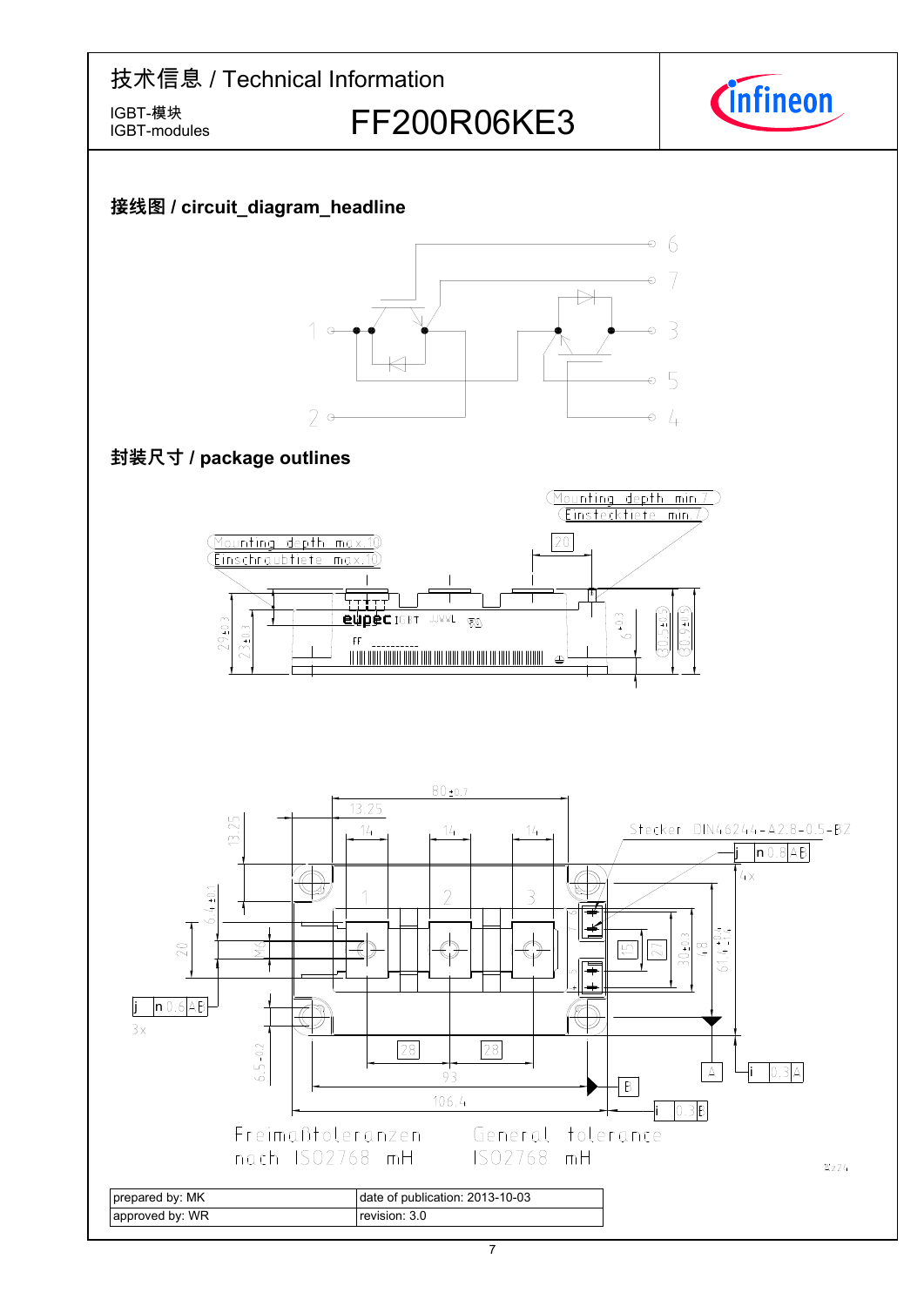技术信息 / Technical Information

IGBT-模块
IGBT-modules

# FF200R06KE3

## 接线图 / circuit_diagram_headline

## 封装尺寸 / package outlines

Freimaßtoleranzen nach ISO2768 mH

General tolerance ISO2768 mH

| prepared by: MK | date of publication: 2013-10-03 |
|---|---|
| approved by: WR | revision: 3.0 |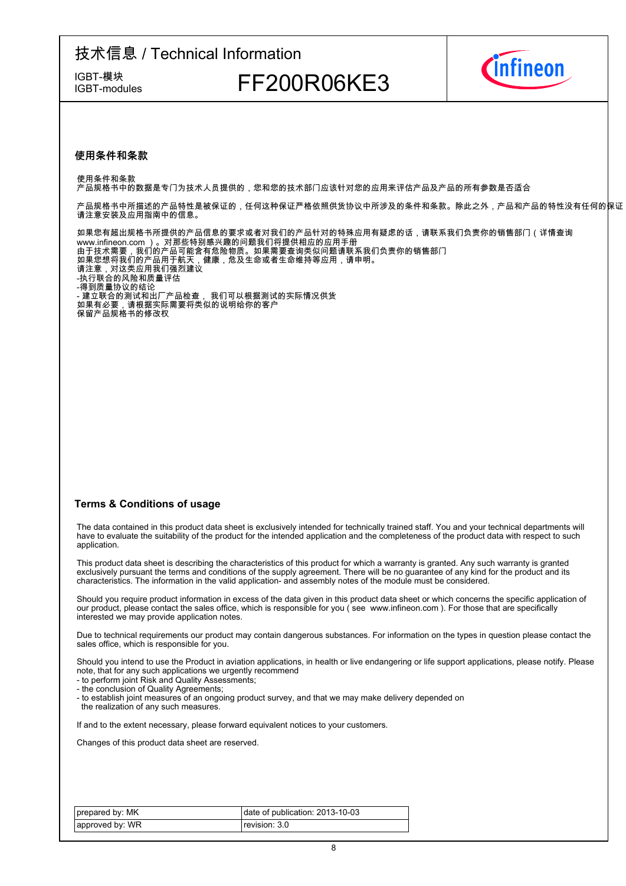## 使用条件和条款

使用条件和条款
产品规格书中的数据是专门为技术人员提供的，您和您的技术部门应该针对您的应用来评估产品及产品的所有参数是否适合

产品规格书中所描述的产品特性是被保证的，任何这种保证严格依照供货协议中所涉及的条件和条款。除此之外，产品和产品的特性没有任何的保证
请注意安装及应用指南中的信息。

如果您有超出规格书所提供的产品信息的要求或者对我们的产品针对的特殊应用有疑虑的话，请联系我们负责你的销售部门（详情查询 www.infineon.com ）。对那些特别感兴趣的问题我们将提供相应的应用手册
由于技术需要，我们的产品可能含有危险物质。如果需要查询类似问题请联系我们负责你的销售部门
如果您想将我们的产品用于航天，健康，危及生命或者生命维持等应用，请申明。
请注意，对这类应用我们强烈建议
-执行联合的风险和质量评估
-得到质量协议的结论
- 建立联合的测试和出厂产品检查， 我们可以根据测试的实际情况供货
如果有必要，请根据实际需要将类似的说明给你的客户
保留产品规格书的修改权

## Terms & Conditions of usage

The data contained in this product data sheet is exclusively intended for technically trained staff. You and your technical departments will have to evaluate the suitability of the product for the intended application and the completeness of the product data with respect to such application.

This product data sheet is describing the characteristics of this product for which a warranty is granted. Any such warranty is granted exclusively pursuant the terms and conditions of the supply agreement. There will be no guarantee of any kind for the product and its characteristics. The information in the valid application- and assembly notes of the module must be considered.

Should you require product information in excess of the data given in this product data sheet or which concerns the specific application of our product, please contact the sales office, which is responsible for you ( see www.infineon.com ). For those that are specifically interested we may provide application notes.

Due to technical requirements our product may contain dangerous substances. For information on the types in question please contact the sales office, which is responsible for you.

Should you intend to use the Product in aviation applications, in health or live endangering or life support applications, please notify. Please note, that for any such applications we urgently recommend
- to perform joint Risk and Quality Assessments;
- the conclusion of Quality Agreements;
- to establish joint measures of an ongoing product survey, and that we may make delivery depended on the realization of any such measures.

If and to the extent necessary, please forward equivalent notices to your customers.

Changes of this product data sheet are reserved.

| | |
|---|---|
| prepared by: MK | date of publication: 2013-10-03 |
| approved by: WR | revision: 3.0 |